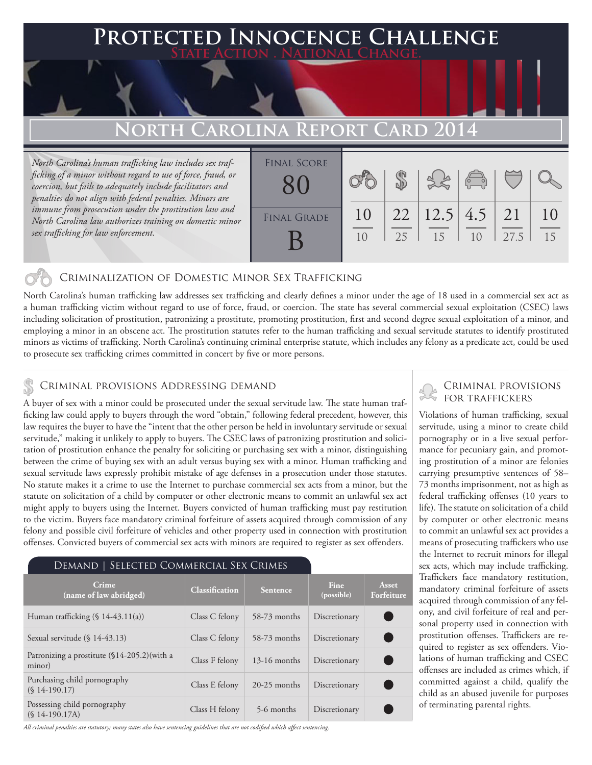# Protected Innocence Challenge

**State Action . National Change.**

## North Carolina Report Card 2014

*North Carolina's human trafficking law includes sex trafficking of a minor without regard to use of force, fraud, or coercion, but fails to adequately include facilitators and penalties do not align with federal penalties. Minors are immune from prosecution under the prostitution law and North Carolina law authorizes training on domestic minor sex trafficking for law enforcement.*

| Final Score | | | | | | |
|---|---|---|---|---|---|---|
| 80 | 10/10 | 22/25 | 12.5/15 | 4.5/10 | 21/27.5 | 10/15 |
| **Final Grade** | | | | | | |
| B | | | | | | |

### Criminalization of Domestic Minor Sex Trafficking

North Carolina's human trafficking law addresses sex trafficking and clearly defines a minor under the age of 18 used in a commercial sex act as a human trafficking victim without regard to use of force, fraud, or coercion. The state has several commercial sexual exploitation (CSEC) laws including solicitation of prostitution, patronizing a prostitute, promoting prostitution, first and second degree sexual exploitation of a minor, and employing a minor in an obscene act. The prostitution statutes refer to the human trafficking and sexual servitude statutes to identify prostituted minors as victims of trafficking. North Carolina's continuing criminal enterprise statute, which includes any felony as a predicate act, could be used to prosecute sex trafficking crimes committed in concert by five or more persons.

### Criminal provisions Addressing demand

A buyer of sex with a minor could be prosecuted under the sexual servitude law. The state human trafficking law could apply to buyers through the word "obtain," following federal precedent, however, this law requires the buyer to have the "intent that the other person be held in involuntary servitude or sexual servitude," making it unlikely to apply to buyers. The CSEC laws of patronizing prostitution and solicitation of prostitution enhance the penalty for soliciting or purchasing sex with a minor, distinguishing between the crime of buying sex with an adult versus buying sex with a minor. Human trafficking and sexual servitude laws expressly prohibit mistake of age defenses in a prosecution under those statutes. No statute makes it a crime to use the Internet to purchase commercial sex acts from a minor, but the statute on solicitation of a child by computer or other electronic means to commit an unlawful sex act might apply to buyers using the Internet. Buyers convicted of human trafficking must pay restitution to the victim. Buyers face mandatory criminal forfeiture of assets acquired through commission of any felony and possible civil forfeiture of vehicles and other property used in connection with prostitution offenses. Convicted buyers of commercial sex acts with minors are required to register as sex offenders.

#### Demand | Selected Commercial Sex Crimes

| Crime (name of law abridged) | Classification | Sentence | Fine (possible) | Asset Forfeiture |
|---|---|---|---|---|
| Human trafficking (§ 14-43.11(a)) | Class C felony | 58-73 months | Discretionary | ● |
| Sexual servitude (§ 14-43.13) | Class C felony | 58-73 months | Discretionary | ● |
| Patronizing a prostitute (§14-205.2)(with a minor) | Class F felony | 13-16 months | Discretionary | ● |
| Purchasing child pornography (§ 14-190.17) | Class E felony | 20-25 months | Discretionary | ● |
| Possessing child pornography (§ 14-190.17A) | Class H felony | 5-6 months | Discretionary | ● |

*All criminal penalties are statutory; many states also have sentencing guidelines that are not codified which affect sentencing.*

### Criminal provisions for traffickers

Violations of human trafficking, sexual servitude, using a minor to create child pornography or in a live sexual performance for pecuniary gain, and promoting prostitution of a minor are felonies carrying presumptive sentences of 58–73 months imprisonment, not as high as federal trafficking offenses (10 years to life). The statute on solicitation of a child by computer or other electronic means to commit an unlawful sex act provides a means of prosecuting traffickers who use the Internet to recruit minors for illegal sex acts, which may include trafficking. Traffickers face mandatory restitution, mandatory criminal forfeiture of assets acquired through commission of any felony, and civil forfeiture of real and personal property used in connection with prostitution offenses. Traffickers are required to register as sex offenders. Violations of human trafficking and CSEC offenses are included as crimes which, if committed against a child, qualify the child as an abused juvenile for purposes of terminating parental rights.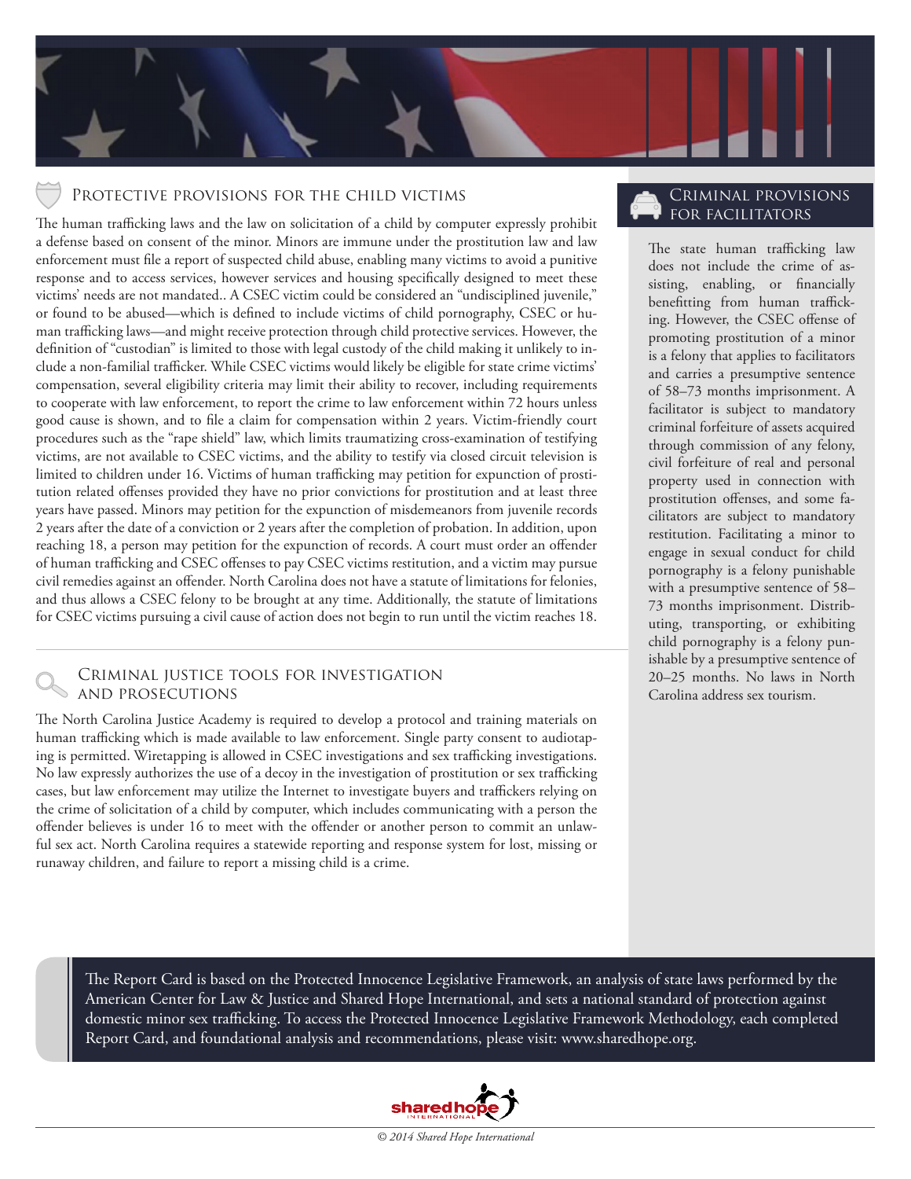## Protective provisions for the child victims

The human trafficking laws and the law on solicitation of a child by computer expressly prohibit a defense based on consent of the minor. Minors are immune under the prostitution law and law enforcement must file a report of suspected child abuse, enabling many victims to avoid a punitive response and to access services, however services and housing specifically designed to meet these victims' needs are not mandated.. A CSEC victim could be considered an "undisciplined juvenile," or found to be abused—which is defined to include victims of child pornography, CSEC or human trafficking laws—and might receive protection through child protective services. However, the definition of "custodian" is limited to those with legal custody of the child making it unlikely to include a non-familial trafficker. While CSEC victims would likely be eligible for state crime victims' compensation, several eligibility criteria may limit their ability to recover, including requirements to cooperate with law enforcement, to report the crime to law enforcement within 72 hours unless good cause is shown, and to file a claim for compensation within 2 years. Victim-friendly court procedures such as the "rape shield" law, which limits traumatizing cross-examination of testifying victims, are not available to CSEC victims, and the ability to testify via closed circuit television is limited to children under 16. Victims of human trafficking may petition for expunction of prostitution related offenses provided they have no prior convictions for prostitution and at least three years have passed. Minors may petition for the expunction of misdemeanors from juvenile records 2 years after the date of a conviction or 2 years after the completion of probation. In addition, upon reaching 18, a person may petition for the expunction of records. A court must order an offender of human trafficking and CSEC offenses to pay CSEC victims restitution, and a victim may pursue civil remedies against an offender. North Carolina does not have a statute of limitations for felonies, and thus allows a CSEC felony to be brought at any time. Additionally, the statute of limitations for CSEC victims pursuing a civil cause of action does not begin to run until the victim reaches 18.

## Criminal justice tools for investigation and prosecutions

The North Carolina Justice Academy is required to develop a protocol and training materials on human trafficking which is made available to law enforcement. Single party consent to audiotaping is permitted. Wiretapping is allowed in CSEC investigations and sex trafficking investigations. No law expressly authorizes the use of a decoy in the investigation of prostitution or sex trafficking cases, but law enforcement may utilize the Internet to investigate buyers and traffickers relying on the crime of solicitation of a child by computer, which includes communicating with a person the offender believes is under 16 to meet with the offender or another person to commit an unlawful sex act. North Carolina requires a statewide reporting and response system for lost, missing or runaway children, and failure to report a missing child is a crime.

## Criminal provisions for facilitators

The state human trafficking law does not include the crime of assisting, enabling, or financially benefitting from human trafficking. However, the CSEC offense of promoting prostitution of a minor is a felony that applies to facilitators and carries a presumptive sentence of 58–73 months imprisonment. A facilitator is subject to mandatory criminal forfeiture of assets acquired through commission of any felony, civil forfeiture of real and personal property used in connection with prostitution offenses, and some facilitators are subject to mandatory restitution. Facilitating a minor to engage in sexual conduct for child pornography is a felony punishable with a presumptive sentence of 58–73 months imprisonment. Distributing, transporting, or exhibiting child pornography is a felony punishable by a presumptive sentence of 20–25 months. No laws in North Carolina address sex tourism.

The Report Card is based on the Protected Innocence Legislative Framework, an analysis of state laws performed by the American Center for Law & Justice and Shared Hope International, and sets a national standard of protection against domestic minor sex trafficking. To access the Protected Innocence Legislative Framework Methodology, each completed Report Card, and foundational analysis and recommendations, please visit: www.sharedhope.org.

shared hope INTERNATIONAL

*© 2014 Shared Hope International*